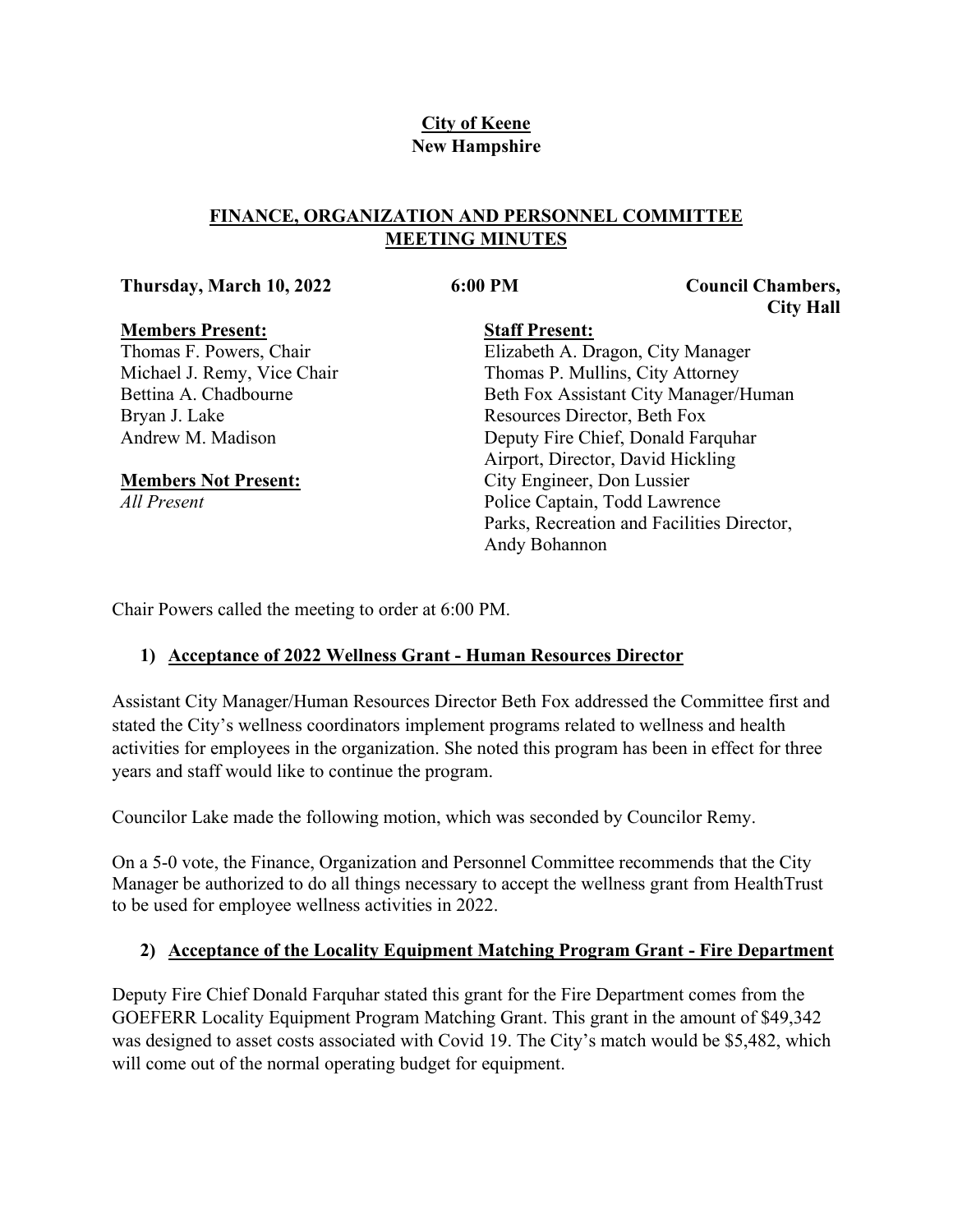**City of Keene**
**New Hampshire**

## FINANCE, ORGANIZATION AND PERSONNEL COMMITTEE MEETING MINUTES

**Thursday, March 10, 2022** **6:00 PM** **Council Chambers, City Hall**

**Members Present:**
Thomas F. Powers, Chair
Michael J. Remy, Vice Chair
Bettina A. Chadbourne
Bryan J. Lake
Andrew M. Madison

**Members Not Present:**
*All Present*

**Staff Present:**
Elizabeth A. Dragon, City Manager
Thomas P. Mullins, City Attorney
Beth Fox Assistant City Manager/Human Resources Director, Beth Fox
Deputy Fire Chief, Donald Farquhar
Airport, Director, David Hickling
City Engineer, Don Lussier
Police Captain, Todd Lawrence
Parks, Recreation and Facilities Director, Andy Bohannon

Chair Powers called the meeting to order at 6:00 PM.

### 1) Acceptance of 2022 Wellness Grant - Human Resources Director

Assistant City Manager/Human Resources Director Beth Fox addressed the Committee first and stated the City's wellness coordinators implement programs related to wellness and health activities for employees in the organization. She noted this program has been in effect for three years and staff would like to continue the program.

Councilor Lake made the following motion, which was seconded by Councilor Remy.

On a 5-0 vote, the Finance, Organization and Personnel Committee recommends that the City Manager be authorized to do all things necessary to accept the wellness grant from HealthTrust to be used for employee wellness activities in 2022.

### 2) Acceptance of the Locality Equipment Matching Program Grant - Fire Department

Deputy Fire Chief Donald Farquhar stated this grant for the Fire Department comes from the GOEFERR Locality Equipment Program Matching Grant. This grant in the amount of $49,342 was designed to asset costs associated with Covid 19. The City's match would be $5,482, which will come out of the normal operating budget for equipment.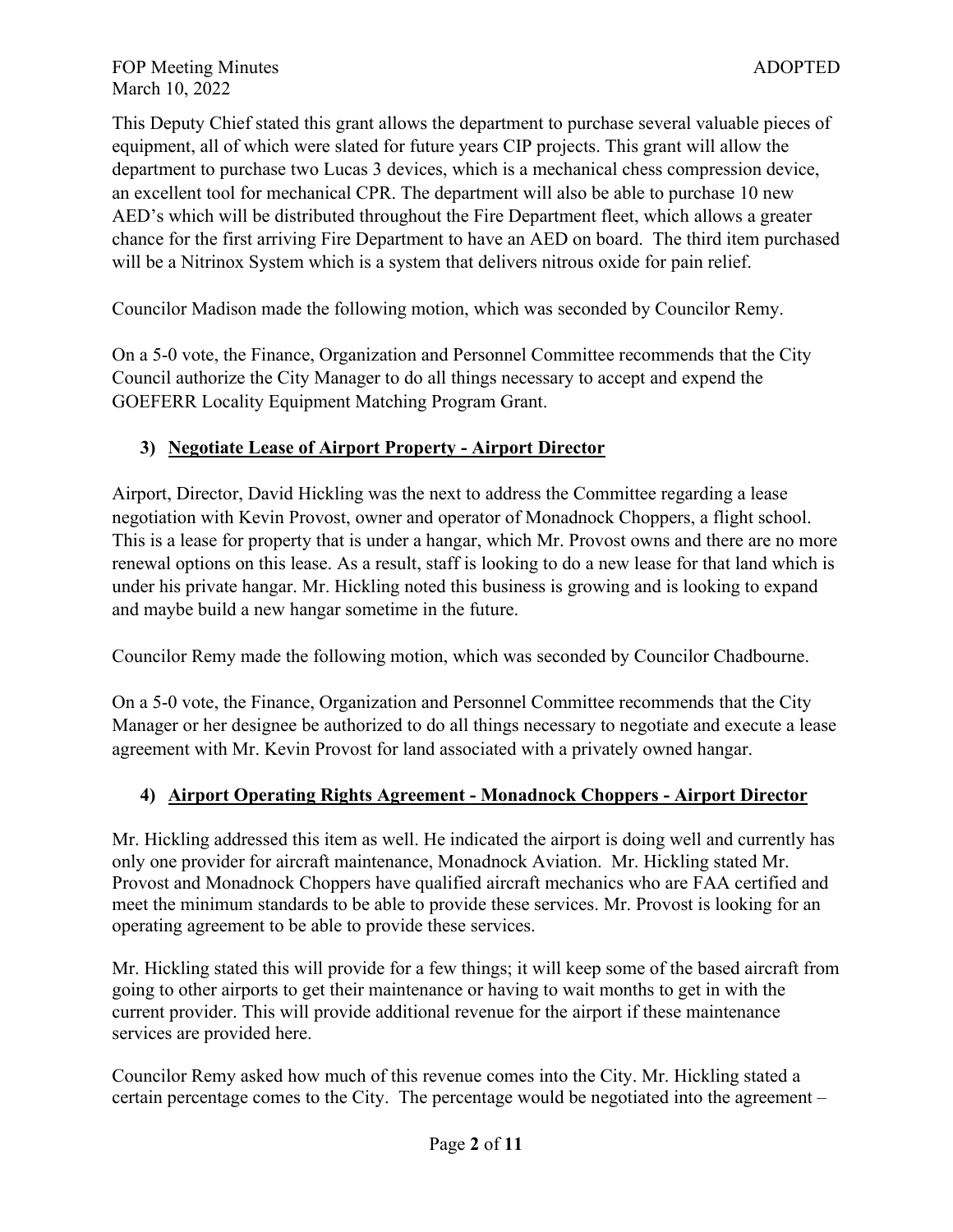This Deputy Chief stated this grant allows the department to purchase several valuable pieces of equipment, all of which were slated for future years CIP projects. This grant will allow the department to purchase two Lucas 3 devices, which is a mechanical chess compression device, an excellent tool for mechanical CPR. The department will also be able to purchase 10 new AED's which will be distributed throughout the Fire Department fleet, which allows a greater chance for the first arriving Fire Department to have an AED on board. The third item purchased will be a Nitrinox System which is a system that delivers nitrous oxide for pain relief.

Councilor Madison made the following motion, which was seconded by Councilor Remy.

On a 5-0 vote, the Finance, Organization and Personnel Committee recommends that the City Council authorize the City Manager to do all things necessary to accept and expend the GOEFERR Locality Equipment Matching Program Grant.

### 3) <u>Negotiate Lease of Airport Property - Airport Director</u>

Airport, Director, David Hickling was the next to address the Committee regarding a lease negotiation with Kevin Provost, owner and operator of Monadnock Choppers, a flight school. This is a lease for property that is under a hangar, which Mr. Provost owns and there are no more renewal options on this lease. As a result, staff is looking to do a new lease for that land which is under his private hangar. Mr. Hickling noted this business is growing and is looking to expand and maybe build a new hangar sometime in the future.

Councilor Remy made the following motion, which was seconded by Councilor Chadbourne.

On a 5-0 vote, the Finance, Organization and Personnel Committee recommends that the City Manager or her designee be authorized to do all things necessary to negotiate and execute a lease agreement with Mr. Kevin Provost for land associated with a privately owned hangar.

### 4) <u>Airport Operating Rights Agreement - Monadnock Choppers - Airport Director</u>

Mr. Hickling addressed this item as well. He indicated the airport is doing well and currently has only one provider for aircraft maintenance, Monadnock Aviation. Mr. Hickling stated Mr. Provost and Monadnock Choppers have qualified aircraft mechanics who are FAA certified and meet the minimum standards to be able to provide these services. Mr. Provost is looking for an operating agreement to be able to provide these services.

Mr. Hickling stated this will provide for a few things; it will keep some of the based aircraft from going to other airports to get their maintenance or having to wait months to get in with the current provider. This will provide additional revenue for the airport if these maintenance services are provided here.

Councilor Remy asked how much of this revenue comes into the City. Mr. Hickling stated a certain percentage comes to the City. The percentage would be negotiated into the agreement –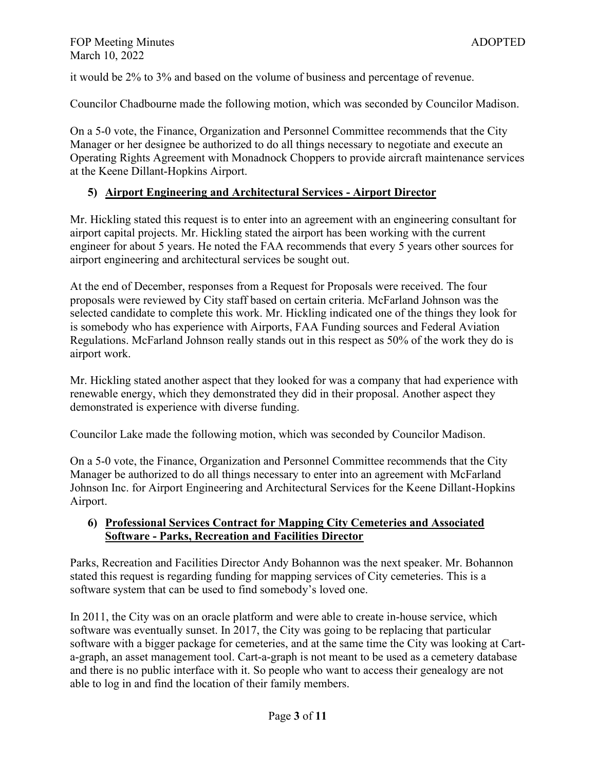it would be 2% to 3% and based on the volume of business and percentage of revenue.

Councilor Chadbourne made the following motion, which was seconded by Councilor Madison.

On a 5-0 vote, the Finance, Organization and Personnel Committee recommends that the City Manager or her designee be authorized to do all things necessary to negotiate and execute an Operating Rights Agreement with Monadnock Choppers to provide aircraft maintenance services at the Keene Dillant-Hopkins Airport.

### 5) Airport Engineering and Architectural Services - Airport Director

Mr. Hickling stated this request is to enter into an agreement with an engineering consultant for airport capital projects. Mr. Hickling stated the airport has been working with the current engineer for about 5 years. He noted the FAA recommends that every 5 years other sources for airport engineering and architectural services be sought out.

At the end of December, responses from a Request for Proposals were received. The four proposals were reviewed by City staff based on certain criteria. McFarland Johnson was the selected candidate to complete this work. Mr. Hickling indicated one of the things they look for is somebody who has experience with Airports, FAA Funding sources and Federal Aviation Regulations. McFarland Johnson really stands out in this respect as 50% of the work they do is airport work.

Mr. Hickling stated another aspect that they looked for was a company that had experience with renewable energy, which they demonstrated they did in their proposal. Another aspect they demonstrated is experience with diverse funding.

Councilor Lake made the following motion, which was seconded by Councilor Madison.

On a 5-0 vote, the Finance, Organization and Personnel Committee recommends that the City Manager be authorized to do all things necessary to enter into an agreement with McFarland Johnson Inc. for Airport Engineering and Architectural Services for the Keene Dillant-Hopkins Airport.

### 6) Professional Services Contract for Mapping City Cemeteries and Associated Software - Parks, Recreation and Facilities Director

Parks, Recreation and Facilities Director Andy Bohannon was the next speaker. Mr. Bohannon stated this request is regarding funding for mapping services of City cemeteries. This is a software system that can be used to find somebody's loved one.

In 2011, the City was on an oracle platform and were able to create in-house service, which software was eventually sunset. In 2017, the City was going to be replacing that particular software with a bigger package for cemeteries, and at the same time the City was looking at Cart-a-graph, an asset management tool. Cart-a-graph is not meant to be used as a cemetery database and there is no public interface with it. So people who want to access their genealogy are not able to log in and find the location of their family members.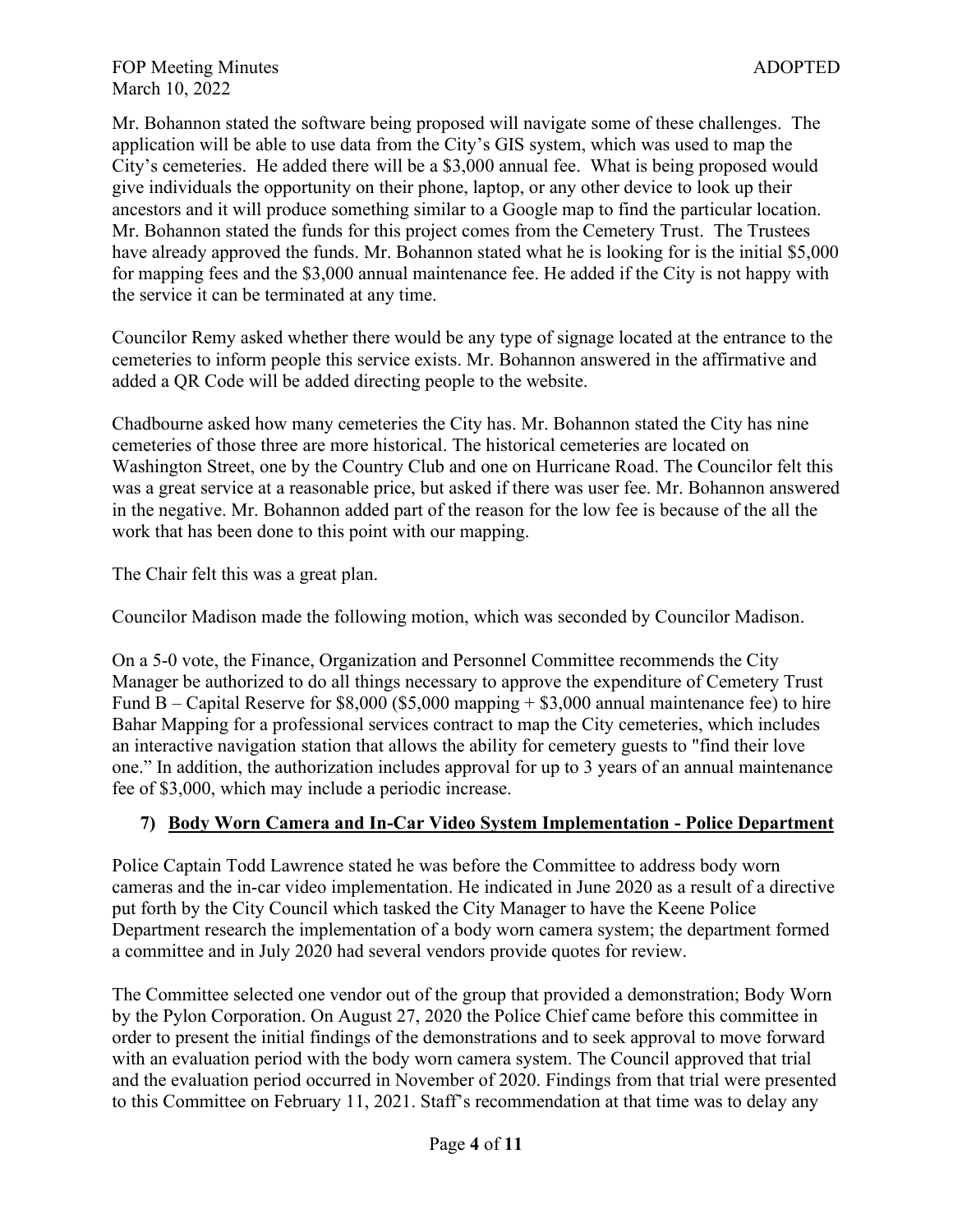Mr. Bohannon stated the software being proposed will navigate some of these challenges. The application will be able to use data from the City's GIS system, which was used to map the City's cemeteries. He added there will be a $3,000 annual fee. What is being proposed would give individuals the opportunity on their phone, laptop, or any other device to look up their ancestors and it will produce something similar to a Google map to find the particular location. Mr. Bohannon stated the funds for this project comes from the Cemetery Trust. The Trustees have already approved the funds. Mr. Bohannon stated what he is looking for is the initial $5,000 for mapping fees and the $3,000 annual maintenance fee. He added if the City is not happy with the service it can be terminated at any time.

Councilor Remy asked whether there would be any type of signage located at the entrance to the cemeteries to inform people this service exists. Mr. Bohannon answered in the affirmative and added a QR Code will be added directing people to the website.

Chadbourne asked how many cemeteries the City has. Mr. Bohannon stated the City has nine cemeteries of those three are more historical. The historical cemeteries are located on Washington Street, one by the Country Club and one on Hurricane Road. The Councilor felt this was a great service at a reasonable price, but asked if there was user fee. Mr. Bohannon answered in the negative. Mr. Bohannon added part of the reason for the low fee is because of the all the work that has been done to this point with our mapping.

The Chair felt this was a great plan.

Councilor Madison made the following motion, which was seconded by Councilor Madison.

On a 5-0 vote, the Finance, Organization and Personnel Committee recommends the City Manager be authorized to do all things necessary to approve the expenditure of Cemetery Trust Fund B – Capital Reserve for $8,000 ($5,000 mapping + $3,000 annual maintenance fee) to hire Bahar Mapping for a professional services contract to map the City cemeteries, which includes an interactive navigation station that allows the ability for cemetery guests to "find their love one." In addition, the authorization includes approval for up to 3 years of an annual maintenance fee of $3,000, which may include a periodic increase.

### 7) <u>Body Worn Camera and In-Car Video System Implementation - Police Department</u>

Police Captain Todd Lawrence stated he was before the Committee to address body worn cameras and the in-car video implementation. He indicated in June 2020 as a result of a directive put forth by the City Council which tasked the City Manager to have the Keene Police Department research the implementation of a body worn camera system; the department formed a committee and in July 2020 had several vendors provide quotes for review.

The Committee selected one vendor out of the group that provided a demonstration; Body Worn by the Pylon Corporation. On August 27, 2020 the Police Chief came before this committee in order to present the initial findings of the demonstrations and to seek approval to move forward with an evaluation period with the body worn camera system. The Council approved that trial and the evaluation period occurred in November of 2020. Findings from that trial were presented to this Committee on February 11, 2021. Staff's recommendation at that time was to delay any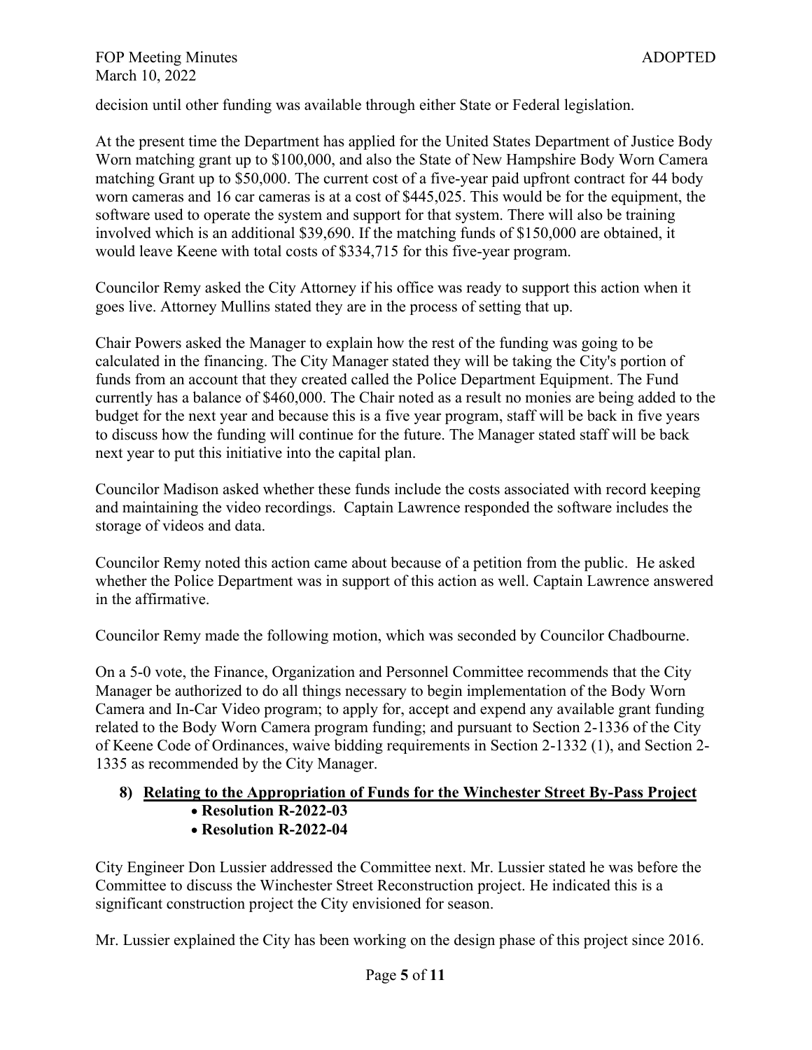decision until other funding was available through either State or Federal legislation.

At the present time the Department has applied for the United States Department of Justice Body Worn matching grant up to $100,000, and also the State of New Hampshire Body Worn Camera matching Grant up to $50,000. The current cost of a five-year paid upfront contract for 44 body worn cameras and 16 car cameras is at a cost of $445,025. This would be for the equipment, the software used to operate the system and support for that system. There will also be training involved which is an additional $39,690. If the matching funds of $150,000 are obtained, it would leave Keene with total costs of $334,715 for this five-year program.

Councilor Remy asked the City Attorney if his office was ready to support this action when it goes live. Attorney Mullins stated they are in the process of setting that up.

Chair Powers asked the Manager to explain how the rest of the funding was going to be calculated in the financing. The City Manager stated they will be taking the City's portion of funds from an account that they created called the Police Department Equipment. The Fund currently has a balance of $460,000. The Chair noted as a result no monies are being added to the budget for the next year and because this is a five year program, staff will be back in five years to discuss how the funding will continue for the future. The Manager stated staff will be back next year to put this initiative into the capital plan.

Councilor Madison asked whether these funds include the costs associated with record keeping and maintaining the video recordings. Captain Lawrence responded the software includes the storage of videos and data.

Councilor Remy noted this action came about because of a petition from the public. He asked whether the Police Department was in support of this action as well. Captain Lawrence answered in the affirmative.

Councilor Remy made the following motion, which was seconded by Councilor Chadbourne.

On a 5-0 vote, the Finance, Organization and Personnel Committee recommends that the City Manager be authorized to do all things necessary to begin implementation of the Body Worn Camera and In-Car Video program; to apply for, accept and expend any available grant funding related to the Body Worn Camera program funding; and pursuant to Section 2-1336 of the City of Keene Code of Ordinances, waive bidding requirements in Section 2-1332 (1), and Section 2-1335 as recommended by the City Manager.

**8) Relating to the Appropriation of Funds for the Winchester Street By-Pass Project**

- **Resolution R-2022-03**
- **Resolution R-2022-04**

City Engineer Don Lussier addressed the Committee next. Mr. Lussier stated he was before the Committee to discuss the Winchester Street Reconstruction project. He indicated this is a significant construction project the City envisioned for season.

Mr. Lussier explained the City has been working on the design phase of this project since 2016.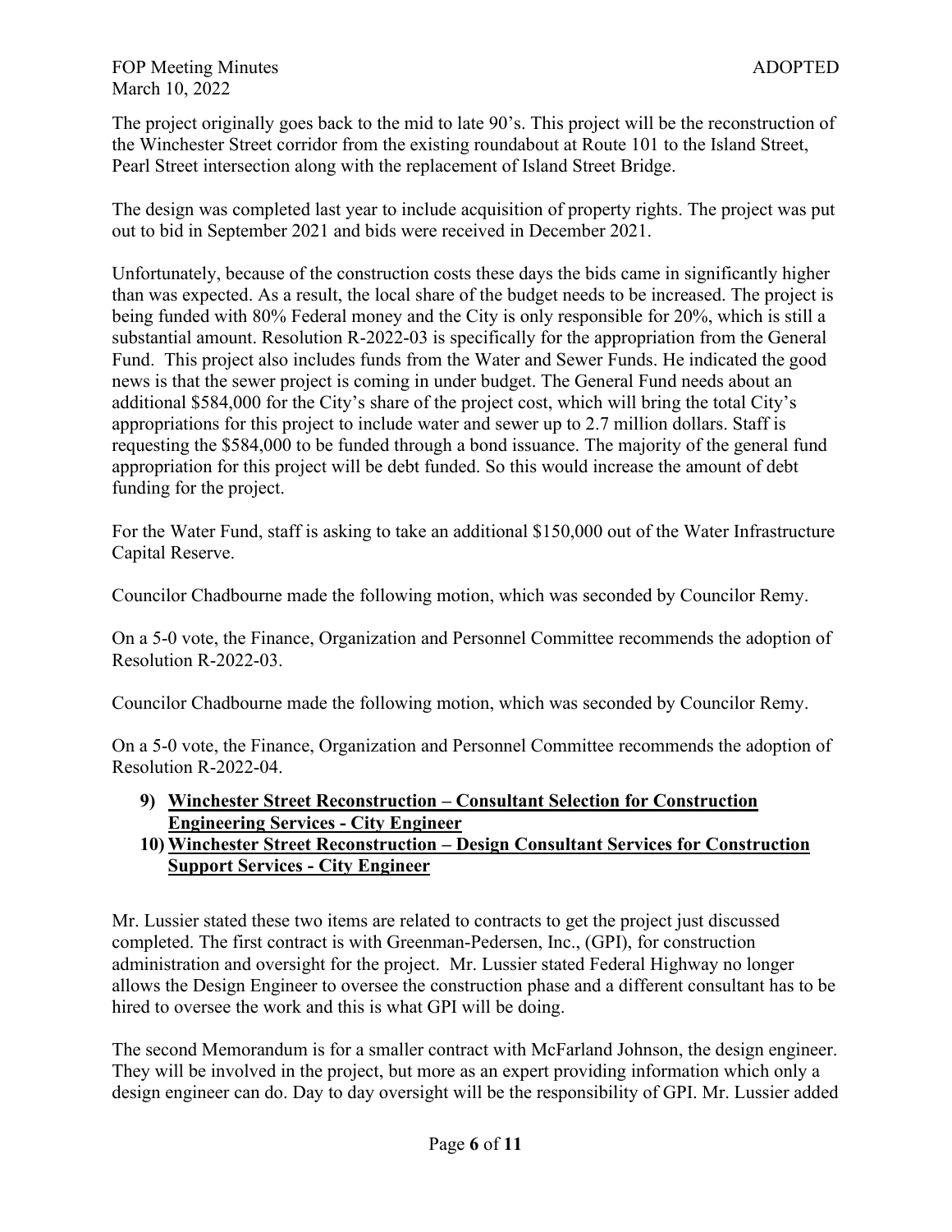The project originally goes back to the mid to late 90's. This project will be the reconstruction of the Winchester Street corridor from the existing roundabout at Route 101 to the Island Street, Pearl Street intersection along with the replacement of Island Street Bridge.

The design was completed last year to include acquisition of property rights. The project was put out to bid in September 2021 and bids were received in December 2021.

Unfortunately, because of the construction costs these days the bids came in significantly higher than was expected. As a result, the local share of the budget needs to be increased. The project is being funded with 80% Federal money and the City is only responsible for 20%, which is still a substantial amount. Resolution R-2022-03 is specifically for the appropriation from the General Fund. This project also includes funds from the Water and Sewer Funds. He indicated the good news is that the sewer project is coming in under budget. The General Fund needs about an additional $584,000 for the City's share of the project cost, which will bring the total City's appropriations for this project to include water and sewer up to 2.7 million dollars. Staff is requesting the $584,000 to be funded through a bond issuance. The majority of the general fund appropriation for this project will be debt funded. So this would increase the amount of debt funding for the project.

For the Water Fund, staff is asking to take an additional $150,000 out of the Water Infrastructure Capital Reserve.

Councilor Chadbourne made the following motion, which was seconded by Councilor Remy.

On a 5-0 vote, the Finance, Organization and Personnel Committee recommends the adoption of Resolution R-2022-03.

Councilor Chadbourne made the following motion, which was seconded by Councilor Remy.

On a 5-0 vote, the Finance, Organization and Personnel Committee recommends the adoption of Resolution R-2022-04.

**9) Winchester Street Reconstruction – Consultant Selection for Construction Engineering Services - City Engineer**

**10) Winchester Street Reconstruction – Design Consultant Services for Construction Support Services - City Engineer**

Mr. Lussier stated these two items are related to contracts to get the project just discussed completed. The first contract is with Greenman-Pedersen, Inc., (GPI), for construction administration and oversight for the project. Mr. Lussier stated Federal Highway no longer allows the Design Engineer to oversee the construction phase and a different consultant has to be hired to oversee the work and this is what GPI will be doing.

The second Memorandum is for a smaller contract with McFarland Johnson, the design engineer. They will be involved in the project, but more as an expert providing information which only a design engineer can do. Day to day oversight will be the responsibility of GPI. Mr. Lussier added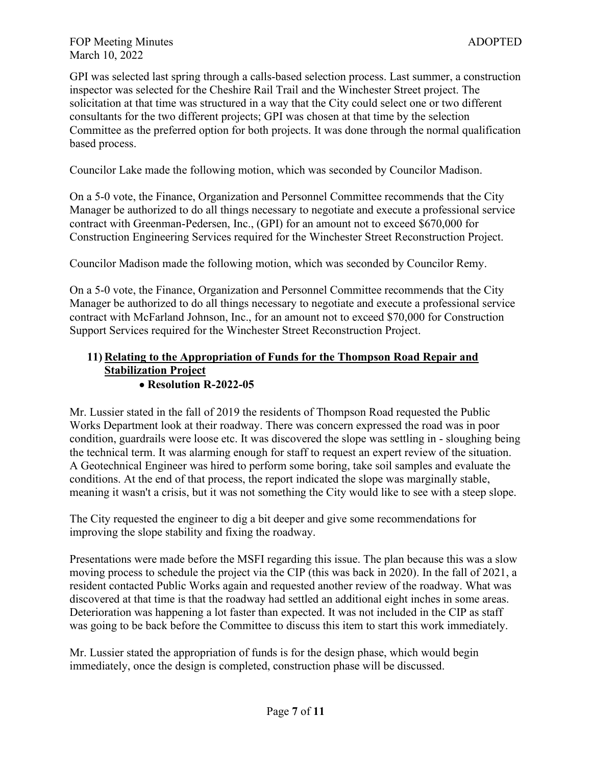GPI was selected last spring through a calls-based selection process. Last summer, a construction inspector was selected for the Cheshire Rail Trail and the Winchester Street project. The solicitation at that time was structured in a way that the City could select one or two different consultants for the two different projects; GPI was chosen at that time by the selection Committee as the preferred option for both projects. It was done through the normal qualification based process.

Councilor Lake made the following motion, which was seconded by Councilor Madison.

On a 5-0 vote, the Finance, Organization and Personnel Committee recommends that the City Manager be authorized to do all things necessary to negotiate and execute a professional service contract with Greenman-Pedersen, Inc., (GPI) for an amount not to exceed $670,000 for Construction Engineering Services required for the Winchester Street Reconstruction Project.

Councilor Madison made the following motion, which was seconded by Councilor Remy.

On a 5-0 vote, the Finance, Organization and Personnel Committee recommends that the City Manager be authorized to do all things necessary to negotiate and execute a professional service contract with McFarland Johnson, Inc., for an amount not to exceed $70,000 for Construction Support Services required for the Winchester Street Reconstruction Project.

**11) Relating to the Appropriation of Funds for the Thompson Road Repair and Stabilization Project**

- **Resolution R-2022-05**

Mr. Lussier stated in the fall of 2019 the residents of Thompson Road requested the Public Works Department look at their roadway. There was concern expressed the road was in poor condition, guardrails were loose etc. It was discovered the slope was settling in - sloughing being the technical term. It was alarming enough for staff to request an expert review of the situation. A Geotechnical Engineer was hired to perform some boring, take soil samples and evaluate the conditions. At the end of that process, the report indicated the slope was marginally stable, meaning it wasn't a crisis, but it was not something the City would like to see with a steep slope.

The City requested the engineer to dig a bit deeper and give some recommendations for improving the slope stability and fixing the roadway.

Presentations were made before the MSFI regarding this issue. The plan because this was a slow moving process to schedule the project via the CIP (this was back in 2020). In the fall of 2021, a resident contacted Public Works again and requested another review of the roadway. What was discovered at that time is that the roadway had settled an additional eight inches in some areas. Deterioration was happening a lot faster than expected. It was not included in the CIP as staff was going to be back before the Committee to discuss this item to start this work immediately.

Mr. Lussier stated the appropriation of funds is for the design phase, which would begin immediately, once the design is completed, construction phase will be discussed.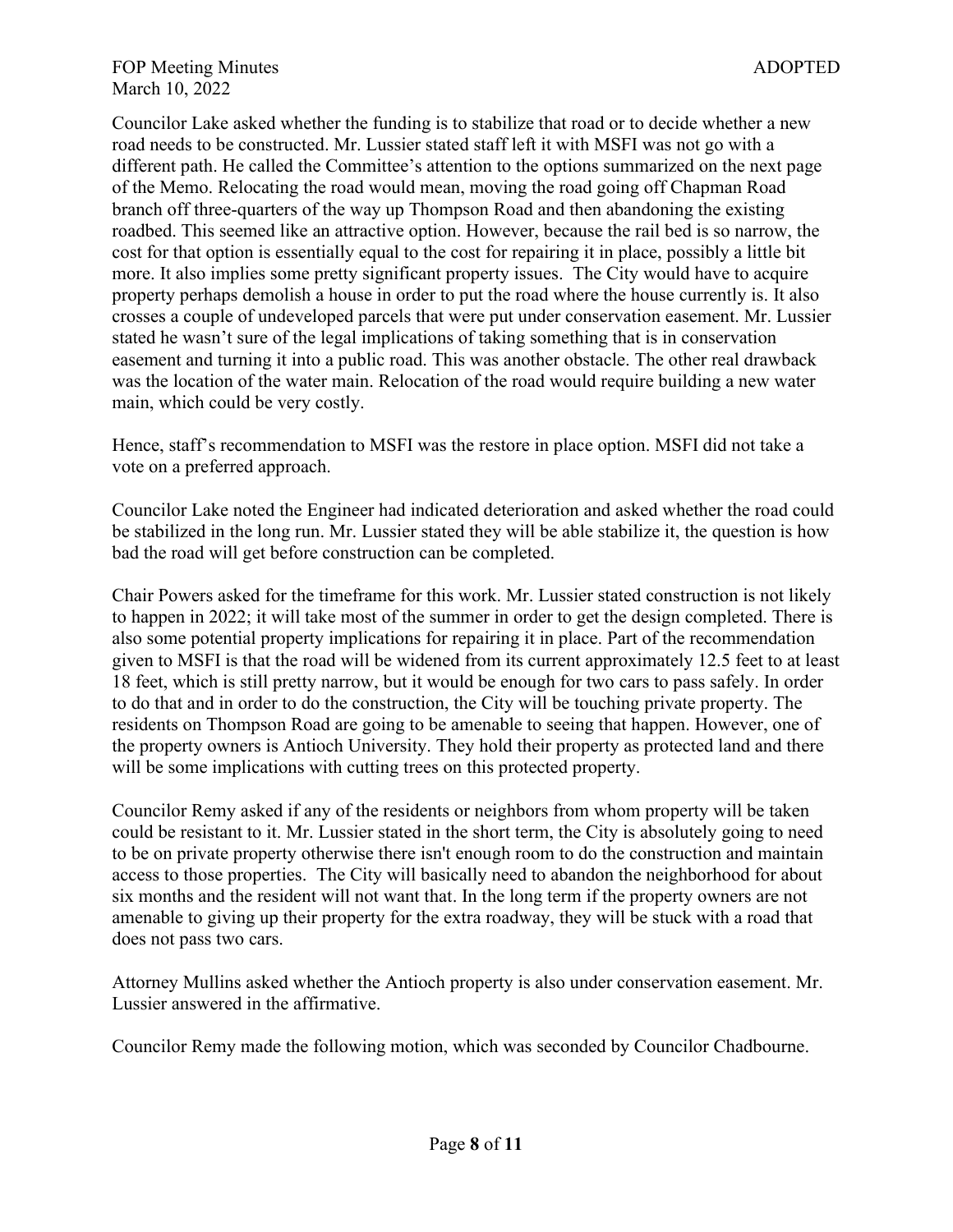Councilor Lake asked whether the funding is to stabilize that road or to decide whether a new road needs to be constructed. Mr. Lussier stated staff left it with MSFI was not go with a different path. He called the Committee's attention to the options summarized on the next page of the Memo. Relocating the road would mean, moving the road going off Chapman Road branch off three-quarters of the way up Thompson Road and then abandoning the existing roadbed. This seemed like an attractive option. However, because the rail bed is so narrow, the cost for that option is essentially equal to the cost for repairing it in place, possibly a little bit more. It also implies some pretty significant property issues. The City would have to acquire property perhaps demolish a house in order to put the road where the house currently is. It also crosses a couple of undeveloped parcels that were put under conservation easement. Mr. Lussier stated he wasn't sure of the legal implications of taking something that is in conservation easement and turning it into a public road. This was another obstacle. The other real drawback was the location of the water main. Relocation of the road would require building a new water main, which could be very costly.

Hence, staff's recommendation to MSFI was the restore in place option. MSFI did not take a vote on a preferred approach.

Councilor Lake noted the Engineer had indicated deterioration and asked whether the road could be stabilized in the long run. Mr. Lussier stated they will be able stabilize it, the question is how bad the road will get before construction can be completed.

Chair Powers asked for the timeframe for this work. Mr. Lussier stated construction is not likely to happen in 2022; it will take most of the summer in order to get the design completed. There is also some potential property implications for repairing it in place. Part of the recommendation given to MSFI is that the road will be widened from its current approximately 12.5 feet to at least 18 feet, which is still pretty narrow, but it would be enough for two cars to pass safely. In order to do that and in order to do the construction, the City will be touching private property. The residents on Thompson Road are going to be amenable to seeing that happen. However, one of the property owners is Antioch University. They hold their property as protected land and there will be some implications with cutting trees on this protected property.

Councilor Remy asked if any of the residents or neighbors from whom property will be taken could be resistant to it. Mr. Lussier stated in the short term, the City is absolutely going to need to be on private property otherwise there isn't enough room to do the construction and maintain access to those properties. The City will basically need to abandon the neighborhood for about six months and the resident will not want that. In the long term if the property owners are not amenable to giving up their property for the extra roadway, they will be stuck with a road that does not pass two cars.

Attorney Mullins asked whether the Antioch property is also under conservation easement. Mr. Lussier answered in the affirmative.

Councilor Remy made the following motion, which was seconded by Councilor Chadbourne.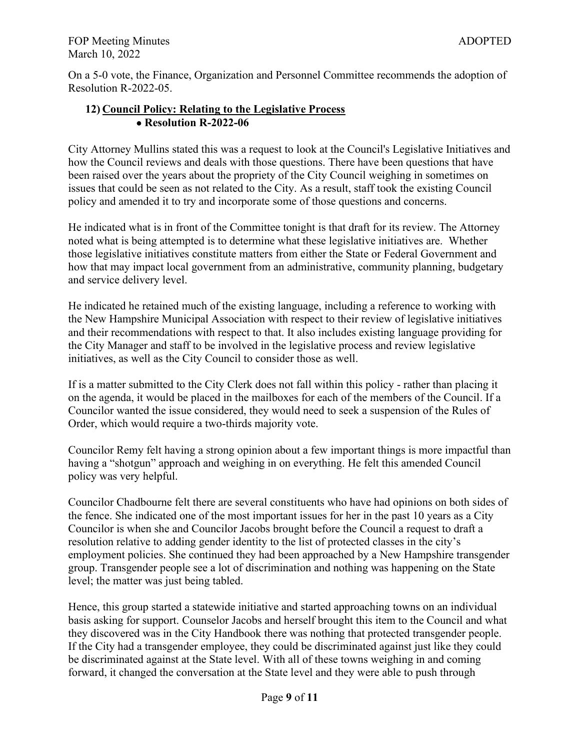On a 5-0 vote, the Finance, Organization and Personnel Committee recommends the adoption of Resolution R-2022-05.

**12) Council Policy: Relating to the Legislative Process**

- **Resolution R-2022-06**

City Attorney Mullins stated this was a request to look at the Council's Legislative Initiatives and how the Council reviews and deals with those questions. There have been questions that have been raised over the years about the propriety of the City Council weighing in sometimes on issues that could be seen as not related to the City. As a result, staff took the existing Council policy and amended it to try and incorporate some of those questions and concerns.

He indicated what is in front of the Committee tonight is that draft for its review. The Attorney noted what is being attempted is to determine what these legislative initiatives are. Whether those legislative initiatives constitute matters from either the State or Federal Government and how that may impact local government from an administrative, community planning, budgetary and service delivery level.

He indicated he retained much of the existing language, including a reference to working with the New Hampshire Municipal Association with respect to their review of legislative initiatives and their recommendations with respect to that. It also includes existing language providing for the City Manager and staff to be involved in the legislative process and review legislative initiatives, as well as the City Council to consider those as well.

If is a matter submitted to the City Clerk does not fall within this policy - rather than placing it on the agenda, it would be placed in the mailboxes for each of the members of the Council. If a Councilor wanted the issue considered, they would need to seek a suspension of the Rules of Order, which would require a two-thirds majority vote.

Councilor Remy felt having a strong opinion about a few important things is more impactful than having a "shotgun" approach and weighing in on everything. He felt this amended Council policy was very helpful.

Councilor Chadbourne felt there are several constituents who have had opinions on both sides of the fence. She indicated one of the most important issues for her in the past 10 years as a City Councilor is when she and Councilor Jacobs brought before the Council a request to draft a resolution relative to adding gender identity to the list of protected classes in the city's employment policies. She continued they had been approached by a New Hampshire transgender group. Transgender people see a lot of discrimination and nothing was happening on the State level; the matter was just being tabled.

Hence, this group started a statewide initiative and started approaching towns on an individual basis asking for support. Counselor Jacobs and herself brought this item to the Council and what they discovered was in the City Handbook there was nothing that protected transgender people. If the City had a transgender employee, they could be discriminated against just like they could be discriminated against at the State level. With all of these towns weighing in and coming forward, it changed the conversation at the State level and they were able to push through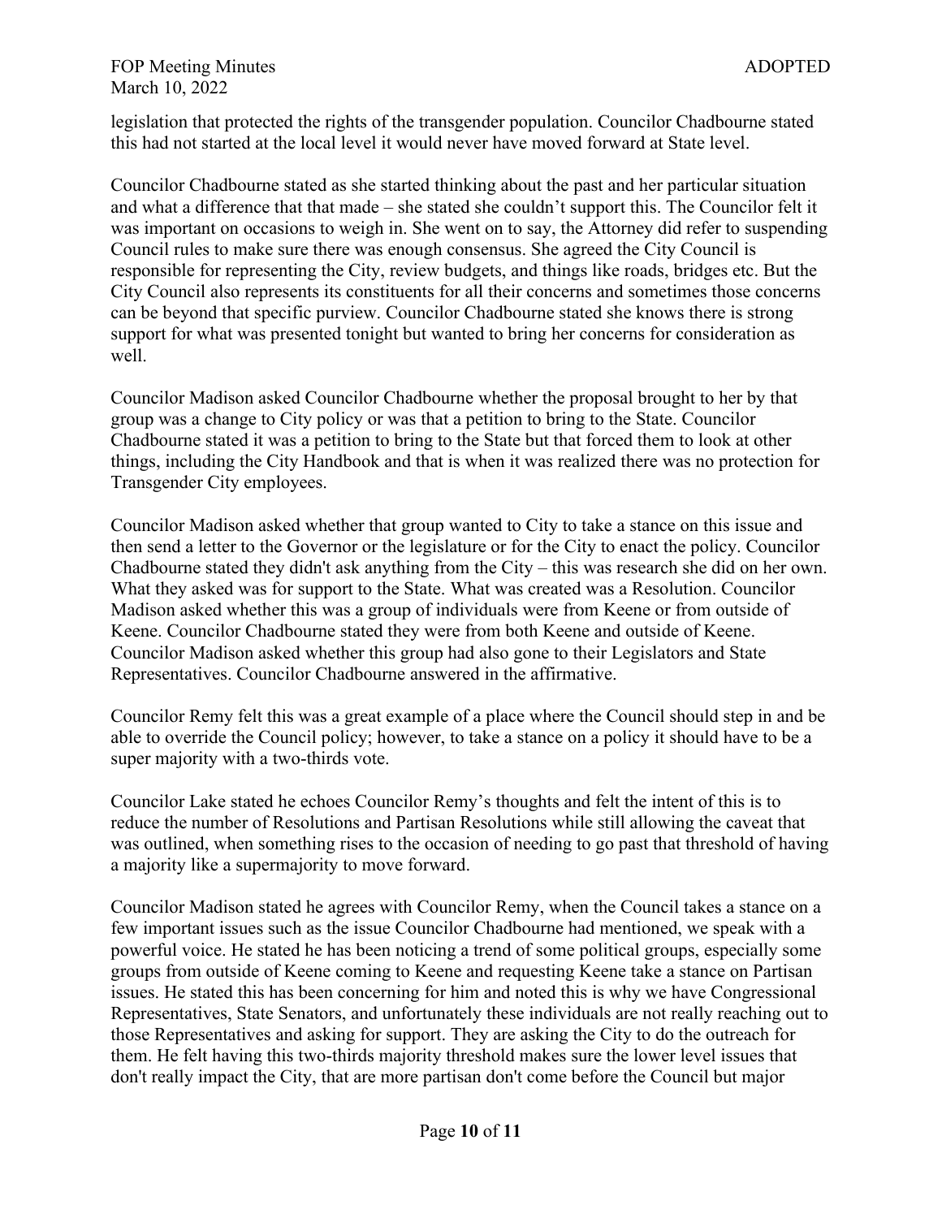legislation that protected the rights of the transgender population. Councilor Chadbourne stated this had not started at the local level it would never have moved forward at State level.

Councilor Chadbourne stated as she started thinking about the past and her particular situation and what a difference that that made – she stated she couldn't support this. The Councilor felt it was important on occasions to weigh in. She went on to say, the Attorney did refer to suspending Council rules to make sure there was enough consensus. She agreed the City Council is responsible for representing the City, review budgets, and things like roads, bridges etc. But the City Council also represents its constituents for all their concerns and sometimes those concerns can be beyond that specific purview. Councilor Chadbourne stated she knows there is strong support for what was presented tonight but wanted to bring her concerns for consideration as well.

Councilor Madison asked Councilor Chadbourne whether the proposal brought to her by that group was a change to City policy or was that a petition to bring to the State. Councilor Chadbourne stated it was a petition to bring to the State but that forced them to look at other things, including the City Handbook and that is when it was realized there was no protection for Transgender City employees.

Councilor Madison asked whether that group wanted to City to take a stance on this issue and then send a letter to the Governor or the legislature or for the City to enact the policy. Councilor Chadbourne stated they didn't ask anything from the City – this was research she did on her own. What they asked was for support to the State. What was created was a Resolution. Councilor Madison asked whether this was a group of individuals were from Keene or from outside of Keene. Councilor Chadbourne stated they were from both Keene and outside of Keene. Councilor Madison asked whether this group had also gone to their Legislators and State Representatives. Councilor Chadbourne answered in the affirmative.

Councilor Remy felt this was a great example of a place where the Council should step in and be able to override the Council policy; however, to take a stance on a policy it should have to be a super majority with a two-thirds vote.

Councilor Lake stated he echoes Councilor Remy's thoughts and felt the intent of this is to reduce the number of Resolutions and Partisan Resolutions while still allowing the caveat that was outlined, when something rises to the occasion of needing to go past that threshold of having a majority like a supermajority to move forward.

Councilor Madison stated he agrees with Councilor Remy, when the Council takes a stance on a few important issues such as the issue Councilor Chadbourne had mentioned, we speak with a powerful voice. He stated he has been noticing a trend of some political groups, especially some groups from outside of Keene coming to Keene and requesting Keene take a stance on Partisan issues. He stated this has been concerning for him and noted this is why we have Congressional Representatives, State Senators, and unfortunately these individuals are not really reaching out to those Representatives and asking for support. They are asking the City to do the outreach for them. He felt having this two-thirds majority threshold makes sure the lower level issues that don't really impact the City, that are more partisan don't come before the Council but major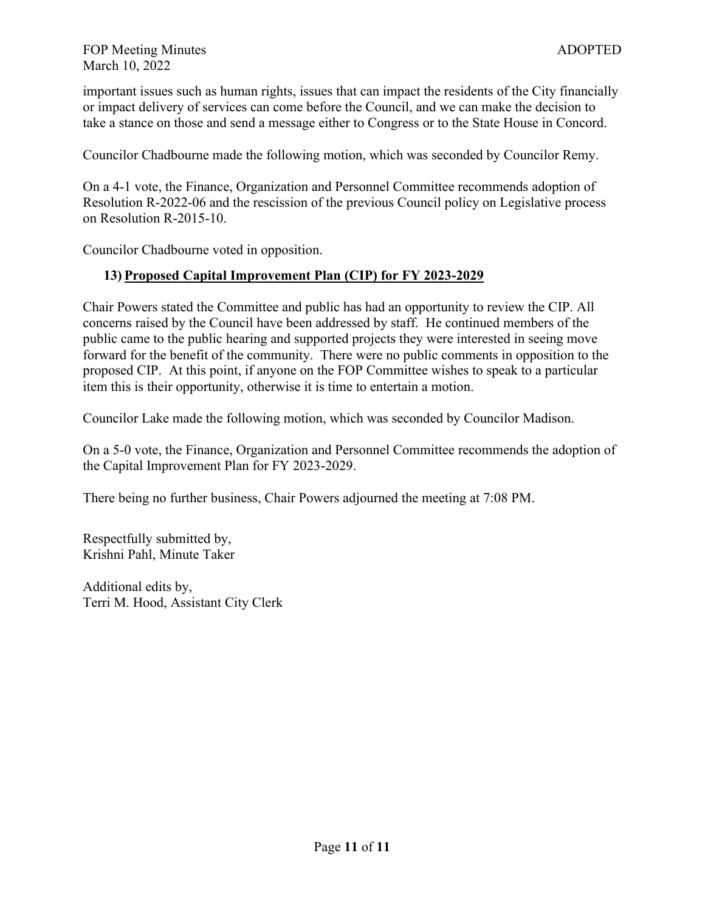important issues such as human rights, issues that can impact the residents of the City financially or impact delivery of services can come before the Council, and we can make the decision to take a stance on those and send a message either to Congress or to the State House in Concord.

Councilor Chadbourne made the following motion, which was seconded by Councilor Remy.

On a 4-1 vote, the Finance, Organization and Personnel Committee recommends adoption of Resolution R-2022-06 and the rescission of the previous Council policy on Legislative process on Resolution R-2015-10.

Councilor Chadbourne voted in opposition.

**13) Proposed Capital Improvement Plan (CIP) for FY 2023-2029**

Chair Powers stated the Committee and public has had an opportunity to review the CIP. All concerns raised by the Council have been addressed by staff. He continued members of the public came to the public hearing and supported projects they were interested in seeing move forward for the benefit of the community. There were no public comments in opposition to the proposed CIP. At this point, if anyone on the FOP Committee wishes to speak to a particular item this is their opportunity, otherwise it is time to entertain a motion.

Councilor Lake made the following motion, which was seconded by Councilor Madison.

On a 5-0 vote, the Finance, Organization and Personnel Committee recommends the adoption of the Capital Improvement Plan for FY 2023-2029.

There being no further business, Chair Powers adjourned the meeting at 7:08 PM.

Respectfully submitted by,
Krishni Pahl, Minute Taker

Additional edits by,
Terri M. Hood, Assistant City Clerk